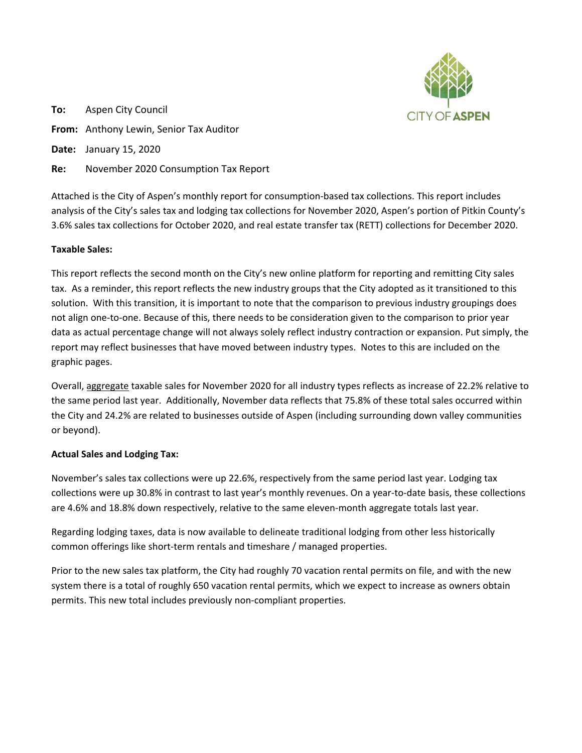CITY OF ASPEN

**To:** Aspen City Council

**From:** Anthony Lewin, Senior Tax Auditor

**Date:** January 15, 2020

**Re:** November 2020 Consumption Tax Report

Attached is the City of Aspen's monthly report for consumption-based tax collections. This report includes analysis of the City's sales tax and lodging tax collections for November 2020, Aspen's portion of Pitkin County's 3.6% sales tax collections for October 2020, and real estate transfer tax (RETT) collections for December 2020.

**Taxable Sales:**

This report reflects the second month on the City's new online platform for reporting and remitting City sales tax. As a reminder, this report reflects the new industry groups that the City adopted as it transitioned to this solution. With this transition, it is important to note that the comparison to previous industry groupings does not align one-to-one. Because of this, there needs to be consideration given to the comparison to prior year data as actual percentage change will not always solely reflect industry contraction or expansion. Put simply, the report may reflect businesses that have moved between industry types. Notes to this are included on the graphic pages.

Overall, aggregate taxable sales for November 2020 for all industry types reflects as increase of 22.2% relative to the same period last year. Additionally, November data reflects that 75.8% of these total sales occurred within the City and 24.2% are related to businesses outside of Aspen (including surrounding down valley communities or beyond).

**Actual Sales and Lodging Tax:**

November's sales tax collections were up 22.6%, respectively from the same period last year. Lodging tax collections were up 30.8% in contrast to last year's monthly revenues. On a year-to-date basis, these collections are 4.6% and 18.8% down respectively, relative to the same eleven-month aggregate totals last year.

Regarding lodging taxes, data is now available to delineate traditional lodging from other less historically common offerings like short-term rentals and timeshare / managed properties.

Prior to the new sales tax platform, the City had roughly 70 vacation rental permits on file, and with the new system there is a total of roughly 650 vacation rental permits, which we expect to increase as owners obtain permits. This new total includes previously non-compliant properties.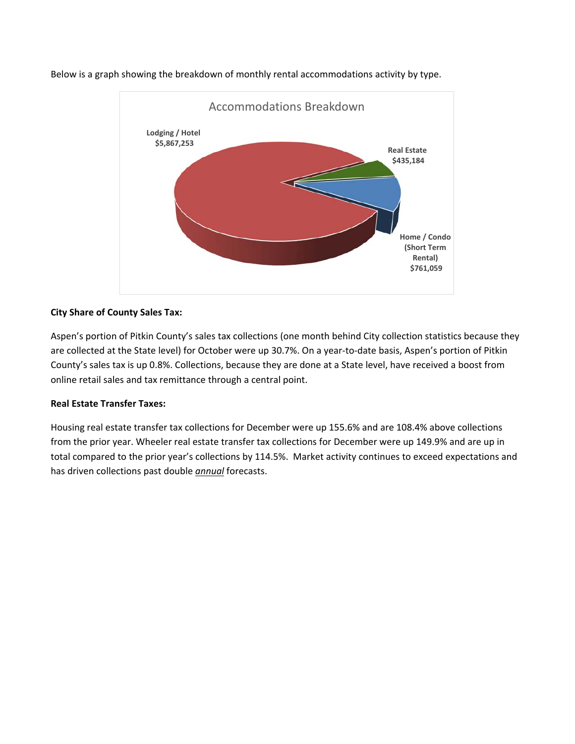Below is a graph showing the breakdown of monthly rental accommodations activity by type.

Accommodations Breakdown

Lodging / Hotel $5,867,253

Real Estate $435,184

Home / Condo (Short Term Rental) $761,059

**City Share of County Sales Tax:**

Aspen's portion of Pitkin County's sales tax collections (one month behind City collection statistics because they are collected at the State level) for October were up 30.7%. On a year-to-date basis, Aspen's portion of Pitkin County's sales tax is up 0.8%. Collections, because they are done at a State level, have received a boost from online retail sales and tax remittance through a central point.

**Real Estate Transfer Taxes:**

Housing real estate transfer tax collections for December were up 155.6% and are 108.4% above collections from the prior year. Wheeler real estate transfer tax collections for December were up 149.9% and are up in total compared to the prior year's collections by 114.5%. Market activity continues to exceed expectations and has driven collections past double ***annual*** forecasts.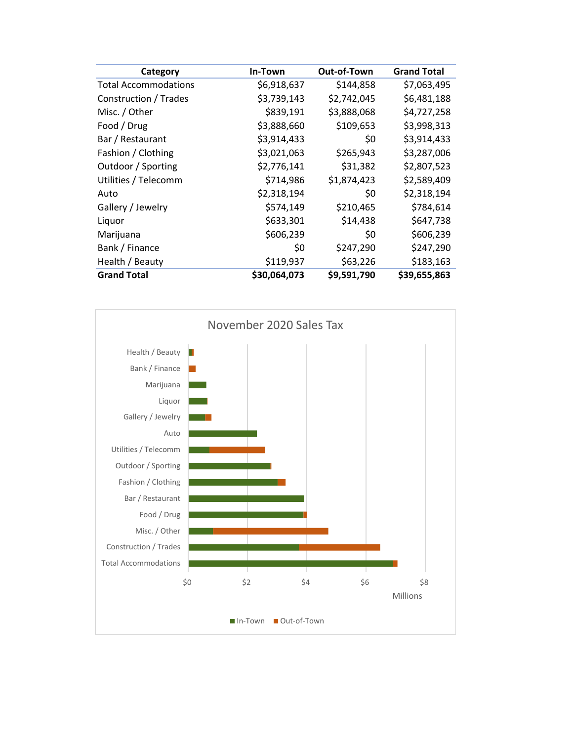| Category | In-Town | Out-of-Town | Grand Total |
|---|---|---|---|
| Total Accommodations | $6,918,637 | $144,858 | $7,063,495 |
| Construction / Trades | $3,739,143 | $2,742,045 | $6,481,188 |
| Misc. / Other | $839,191 | $3,888,068 | $4,727,258 |
| Food / Drug | $3,888,660 | $109,653 | $3,998,313 |
| Bar / Restaurant | $3,914,433 | $0 | $3,914,433 |
| Fashion / Clothing | $3,021,063 | $265,943 | $3,287,006 |
| Outdoor / Sporting | $2,776,141 | $31,382 | $2,807,523 |
| Utilities / Telecomm | $714,986 | $1,874,423 | $2,589,409 |
| Auto | $2,318,194 | $0 | $2,318,194 |
| Gallery / Jewelry | $574,149 | $210,465 | $784,614 |
| Liquor | $633,301 | $14,438 | $647,738 |
| Marijuana | $606,239 | $0 | $606,239 |
| Bank / Finance | $0 | $247,290 | $247,290 |
| Health / Beauty | $119,937 | $63,226 | $183,163 |
| **Grand Total** | **$30,064,073** | **$9,591,790** | **$39,655,863** |

November 2020 Sales Tax

| Category | In-Town | Out-of-Town |
|---|---|---|
| Health / Beauty | | |
| Bank / Finance | | |
| Marijuana | | |
| Liquor | | |
| Gallery / Jewelry | | |
| Auto | | |
| Utilities / Telecomm | | |
| Outdoor / Sporting | | |
| Fashion / Clothing | | |
| Bar / Restaurant | | |
| Food / Drug | | |
| Misc. / Other | | |
| Construction / Trades | | |
| Total Accommodations | | |

$0 $2 $4 $6 $8

Millions

In-Town Out-of-Town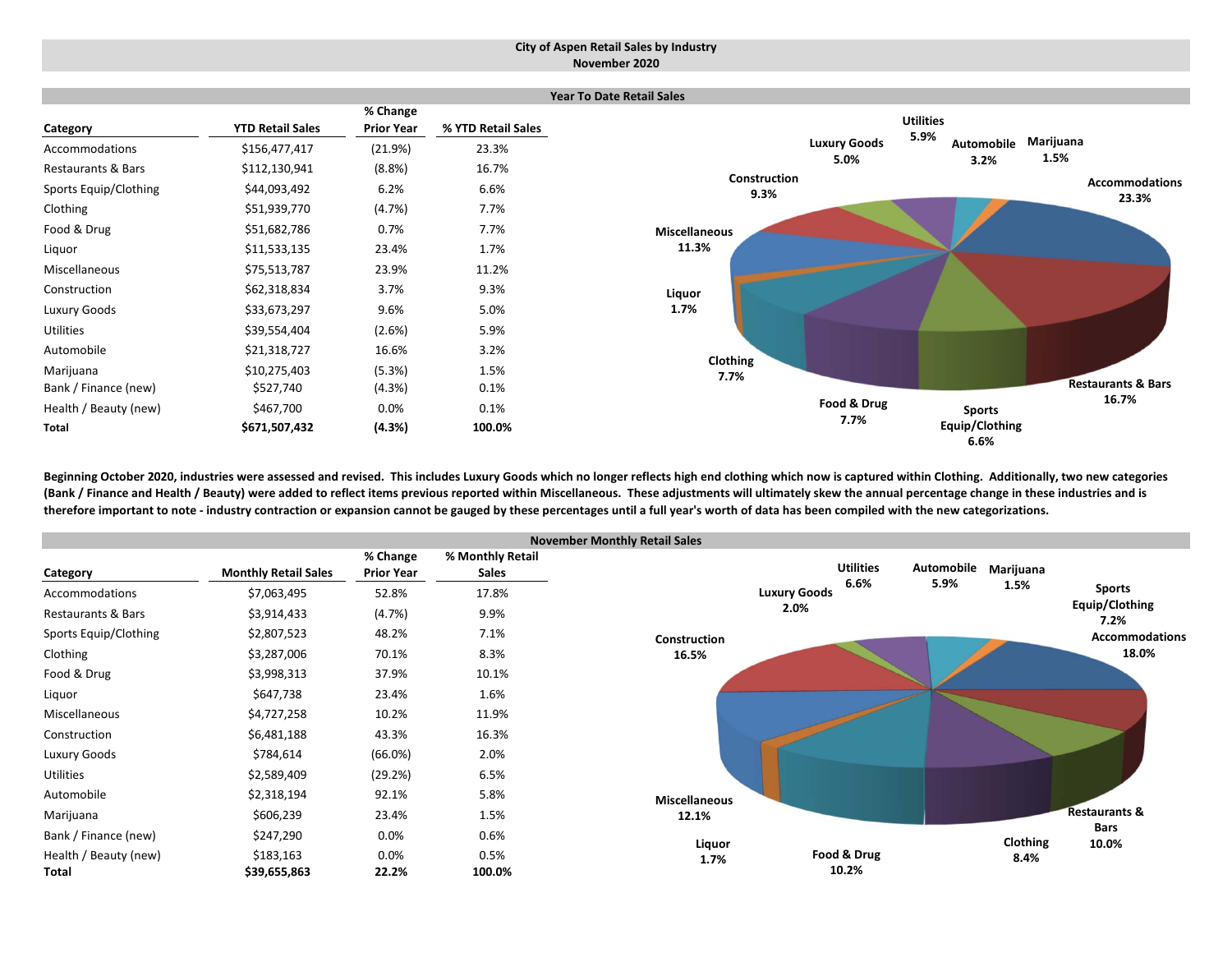# City of Aspen Retail Sales by Industry
## November 2020

### Year To Date Retail Sales

| Category | YTD Retail Sales | % Change Prior Year | % YTD Retail Sales |
|---|---|---|---|
| Accommodations | $156,477,417 | (21.9%) | 23.3% |
| Restaurants & Bars | $112,130,941 | (8.8%) | 16.7% |
| Sports Equip/Clothing | $44,093,492 | 6.2% | 6.6% |
| Clothing | $51,939,770 | (4.7%) | 7.7% |
| Food & Drug | $51,682,786 | 0.7% | 7.7% |
| Liquor | $11,533,135 | 23.4% | 1.7% |
| Miscellaneous | $75,513,787 | 23.9% | 11.2% |
| Construction | $62,318,834 | 3.7% | 9.3% |
| Luxury Goods | $33,673,297 | 9.6% | 5.0% |
| Utilities | $39,554,404 | (2.6%) | 5.9% |
| Automobile | $21,318,727 | 16.6% | 3.2% |
| Marijuana | $10,275,403 | (5.3%) | 1.5% |
| Bank / Finance (new) | $527,740 | (4.3%) | 0.1% |
| Health / Beauty (new) | $467,700 | 0.0% | 0.1% |
| **Total** | **$671,507,432** | **(4.3%)** | **100.0%** |

**Beginning October 2020, industries were assessed and revised. This includes Luxury Goods which no longer reflects high end clothing which now is captured within Clothing. Additionally, two new categories (Bank / Finance and Health / Beauty) were added to reflect items previous reported within Miscellaneous. These adjustments will ultimately skew the annual percentage change in these industries and is therefore important to note - industry contraction or expansion cannot be gauged by these percentages until a full year's worth of data has been compiled with the new categorizations.**

### November Monthly Retail Sales

| Category | Monthly Retail Sales | % Change Prior Year | % Monthly Retail Sales |
|---|---|---|---|
| Accommodations | $7,063,495 | 52.8% | 17.8% |
| Restaurants & Bars | $3,914,433 | (4.7%) | 9.9% |
| Sports Equip/Clothing | $2,807,523 | 48.2% | 7.1% |
| Clothing | $3,287,006 | 70.1% | 8.3% |
| Food & Drug | $3,998,313 | 37.9% | 10.1% |
| Liquor | $647,738 | 23.4% | 1.6% |
| Miscellaneous | $4,727,258 | 10.2% | 11.9% |
| Construction | $6,481,188 | 43.3% | 16.3% |
| Luxury Goods | $784,614 | (66.0%) | 2.0% |
| Utilities | $2,589,409 | (29.2%) | 6.5% |
| Automobile | $2,318,194 | 92.1% | 5.8% |
| Marijuana | $606,239 | 23.4% | 1.5% |
| Bank / Finance (new) | $247,290 | 0.0% | 0.6% |
| Health / Beauty (new) | $183,163 | 0.0% | 0.5% |
| **Total** | **$39,655,863** | **22.2%** | **100.0%** |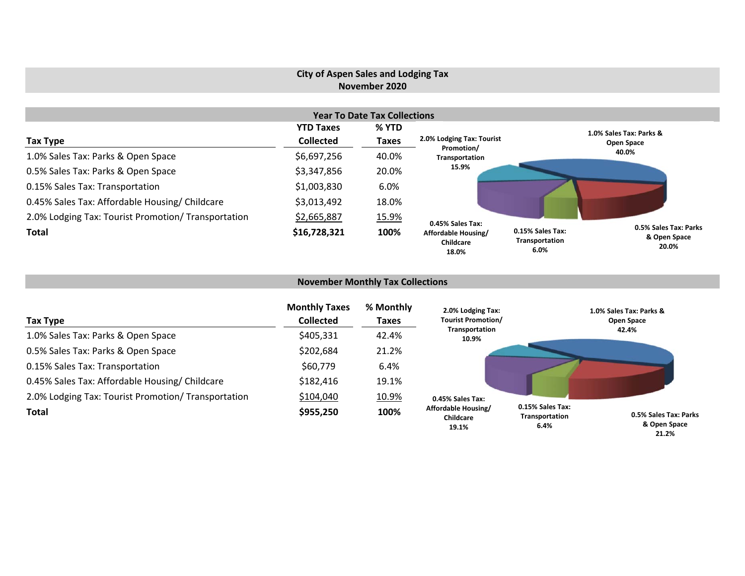# City of Aspen Sales and Lodging Tax
## November 2020

### Year To Date Tax Collections

| Tax Type | YTD Taxes Collected | % YTD Taxes |
| --- | --- | --- |
| 1.0% Sales Tax: Parks & Open Space | $6,697,256 | 40.0% |
| 0.5% Sales Tax: Parks & Open Space | $3,347,856 | 20.0% |
| 0.15% Sales Tax: Transportation | $1,003,830 | 6.0% |
| 0.45% Sales Tax: Affordable Housing/ Childcare | $3,013,492 | 18.0% |
| 2.0% Lodging Tax: Tourist Promotion/ Transportation | $2,665,887 | 15.9% |
| **Total** | **$16,728,321** | **100%** |

### November Monthly Tax Collections

| Tax Type | Monthly Taxes Collected | % Monthly Taxes |
| --- | --- | --- |
| 1.0% Sales Tax: Parks & Open Space | $405,331 | 42.4% |
| 0.5% Sales Tax: Parks & Open Space | $202,684 | 21.2% |
| 0.15% Sales Tax: Transportation | $60,779 | 6.4% |
| 0.45% Sales Tax: Affordable Housing/ Childcare | $182,416 | 19.1% |
| 2.0% Lodging Tax: Tourist Promotion/ Transportation | $104,040 | 10.9% |
| **Total** | **$955,250** | **100%** |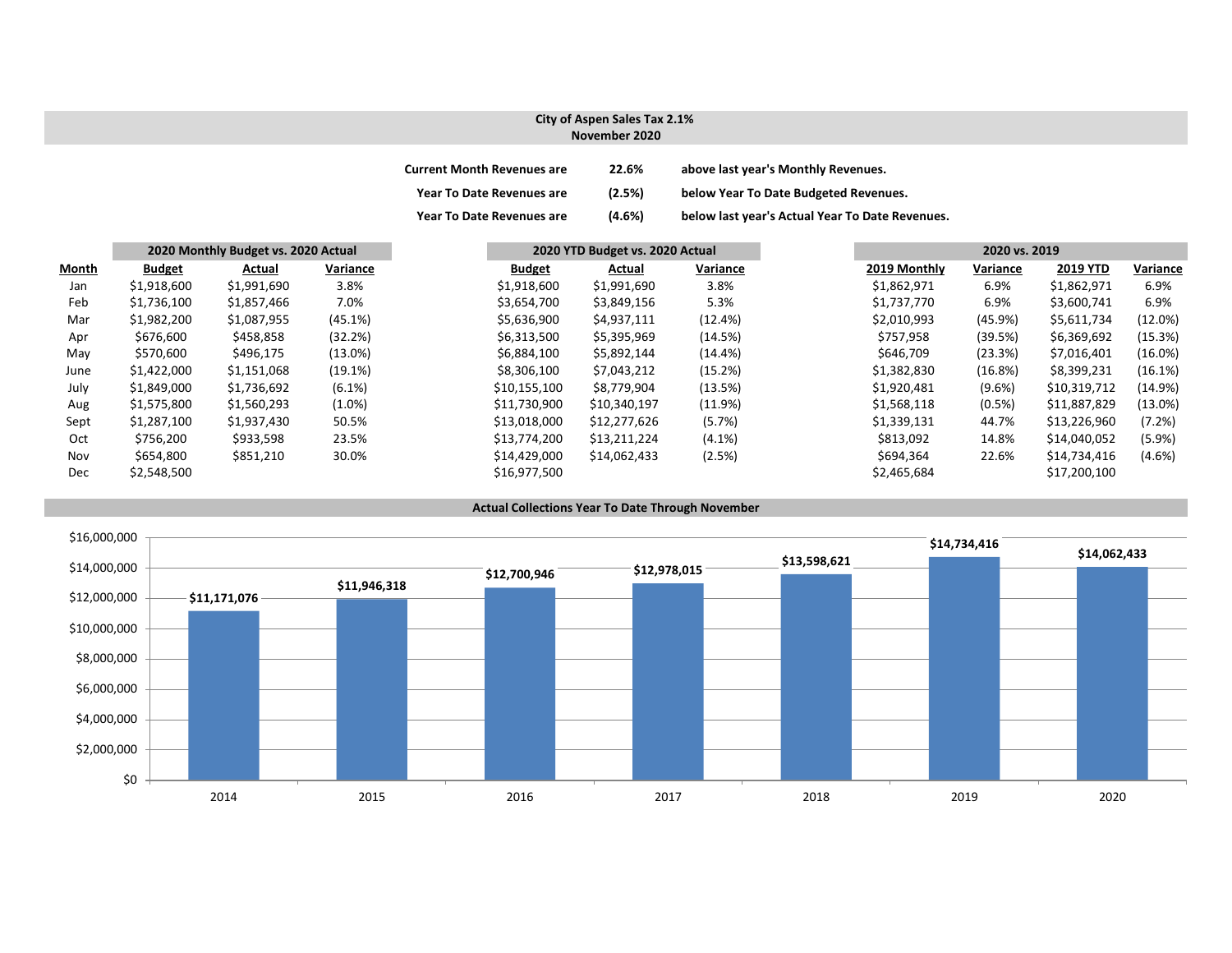## City of Aspen Sales Tax 2.1%
## November 2020

| | | |
|---|---|---|
| **Current Month Revenues are** | **22.6%** | **above last year's Monthly Revenues.** |
| **Year To Date Revenues are** | **(2.5%)** | **below Year To Date Budgeted Revenues.** |
| **Year To Date Revenues are** | **(4.6%)** | **below last year's Actual Year To Date Revenues.** |

| | 2020 Monthly Budget vs. 2020 Actual | | | 2020 YTD Budget vs. 2020 Actual | | | 2020 vs. 2019 | | | |
|---|---|---|---|---|---|---|---|---|---|---|
| **Month** | **Budget** | **Actual** | **Variance** | **Budget** | **Actual** | **Variance** | **2019 Monthly** | **Variance** | **2019 YTD** | **Variance** |
| Jan | $1,918,600 | $1,991,690 | 3.8% | $1,918,600 | $1,991,690 | 3.8% | $1,862,971 | 6.9% | $1,862,971 | 6.9% |
| Feb | $1,736,100 | $1,857,466 | 7.0% | $3,654,700 | $3,849,156 | 5.3% | $1,737,770 | 6.9% | $3,600,741 | 6.9% |
| Mar | $1,982,200 | $1,087,955 | (45.1%) | $5,636,900 | $4,937,111 | (12.4%) | $2,010,993 | (45.9%) | $5,611,734 | (12.0%) |
| Apr | $676,600 | $458,858 | (32.2%) | $6,313,500 | $5,395,969 | (14.5%) | $757,958 | (39.5%) | $6,369,692 | (15.3%) |
| May | $570,600 | $496,175 | (13.0%) | $6,884,100 | $5,892,144 | (14.4%) | $646,709 | (23.3%) | $7,016,401 | (16.0%) |
| June | $1,422,000 | $1,151,068 | (19.1%) | $8,306,100 | $7,043,212 | (15.2%) | $1,382,830 | (16.8%) | $8,399,231 | (16.1%) |
| July | $1,849,000 | $1,736,692 | (6.1%) | $10,155,100 | $8,779,904 | (13.5%) | $1,920,481 | (9.6%) | $10,319,712 | (14.9%) |
| Aug | $1,575,800 | $1,560,293 | (1.0%) | $11,730,900 | $10,340,197 | (11.9%) | $1,568,118 | (0.5%) | $11,887,829 | (13.0%) |
| Sept | $1,287,100 | $1,937,430 | 50.5% | $13,018,000 | $12,277,626 | (5.7%) | $1,339,131 | 44.7% | $13,226,960 | (7.2%) |
| Oct | $756,200 | $933,598 | 23.5% | $13,774,200 | $13,211,224 | (4.1%) | $813,092 | 14.8% | $14,040,052 | (5.9%) |
| Nov | $654,800 | $851,210 | 30.0% | $14,429,000 | $14,062,433 | (2.5%) | $694,364 | 22.6% | $14,734,416 | (4.6%) |
| Dec | $2,548,500 | | | $16,977,500 | | | $2,465,684 | | $17,200,100 | |

### Actual Collections Year To Date Through November

| Year | Collections |
|---|---|
| 2014 | $11,171,076 |
| 2015 | $11,946,318 |
| 2016 | $12,700,946 |
| 2017 | $12,978,015 |
| 2018 | $13,598,621 |
| 2019 | $14,734,416 |
| 2020 | $14,062,433 |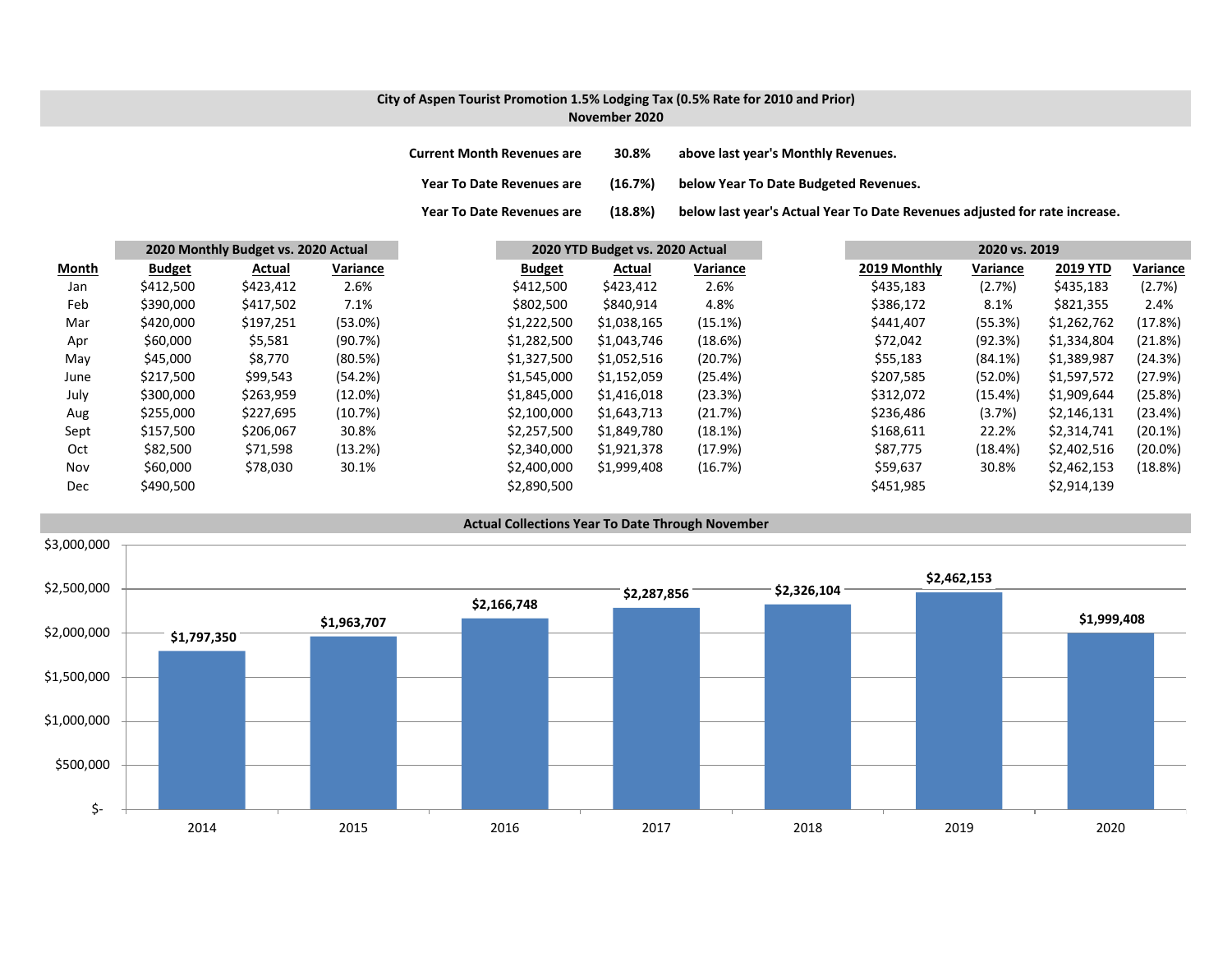## City of Aspen Tourist Promotion 1.5% Lodging Tax (0.5% Rate for 2010 and Prior)
### November 2020

**Current Month Revenues are** **30.8%** **above last year's Monthly Revenues.**

**Year To Date Revenues are** **(16.7%)** **below Year To Date Budgeted Revenues.**

**Year To Date Revenues are** **(18.8%)** **below last year's Actual Year To Date Revenues adjusted for rate increase.**

| | 2020 Monthly Budget vs. 2020 Actual | | | 2020 YTD Budget vs. 2020 Actual | | | 2020 vs. 2019 | | | |
|---|---|---|---|---|---|---|---|---|---|---|
| **Month** | **Budget** | **Actual** | **Variance** | **Budget** | **Actual** | **Variance** | **2019 Monthly** | **Variance** | **2019 YTD** | **Variance** |
| Jan | $412,500 | $423,412 | 2.6% | $412,500 | $423,412 | 2.6% | $435,183 | (2.7%) | $435,183 | (2.7%) |
| Feb | $390,000 | $417,502 | 7.1% | $802,500 | $840,914 | 4.8% | $386,172 | 8.1% | $821,355 | 2.4% |
| Mar | $420,000 | $197,251 | (53.0%) | $1,222,500 | $1,038,165 | (15.1%) | $441,407 | (55.3%) | $1,262,762 | (17.8%) |
| Apr | $60,000 | $5,581 | (90.7%) | $1,282,500 | $1,043,746 | (18.6%) | $72,042 | (92.3%) | $1,334,804 | (21.8%) |
| May | $45,000 | $8,770 | (80.5%) | $1,327,500 | $1,052,516 | (20.7%) | $55,183 | (84.1%) | $1,389,987 | (24.3%) |
| June | $217,500 | $99,543 | (54.2%) | $1,545,000 | $1,152,059 | (25.4%) | $207,585 | (52.0%) | $1,597,572 | (27.9%) |
| July | $300,000 | $263,959 | (12.0%) | $1,845,000 | $1,416,018 | (23.3%) | $312,072 | (15.4%) | $1,909,644 | (25.8%) |
| Aug | $255,000 | $227,695 | (10.7%) | $2,100,000 | $1,643,713 | (21.7%) | $236,486 | (3.7%) | $2,146,131 | (23.4%) |
| Sept | $157,500 | $206,067 | 30.8% | $2,257,500 | $1,849,780 | (18.1%) | $168,611 | 22.2% | $2,314,741 | (20.1%) |
| Oct | $82,500 | $71,598 | (13.2%) | $2,340,000 | $1,921,378 | (17.9%) | $87,775 | (18.4%) | $2,402,516 | (20.0%) |
| Nov | $60,000 | $78,030 | 30.1% | $2,400,000 | $1,999,408 | (16.7%) | $59,637 | 30.8% | $2,462,153 | (18.8%) |
| Dec | $490,500 | | | $2,890,500 | | | $451,985 | | $2,914,139 | |

### Actual Collections Year To Date Through November

| Year | Amount |
|---|---|
| 2014 | $1,797,350 |
| 2015 | $1,963,707 |
| 2016 | $2,166,748 |
| 2017 | $2,287,856 |
| 2018 | $2,326,104 |
| 2019 | $2,462,153 |
| 2020 | $1,999,408 |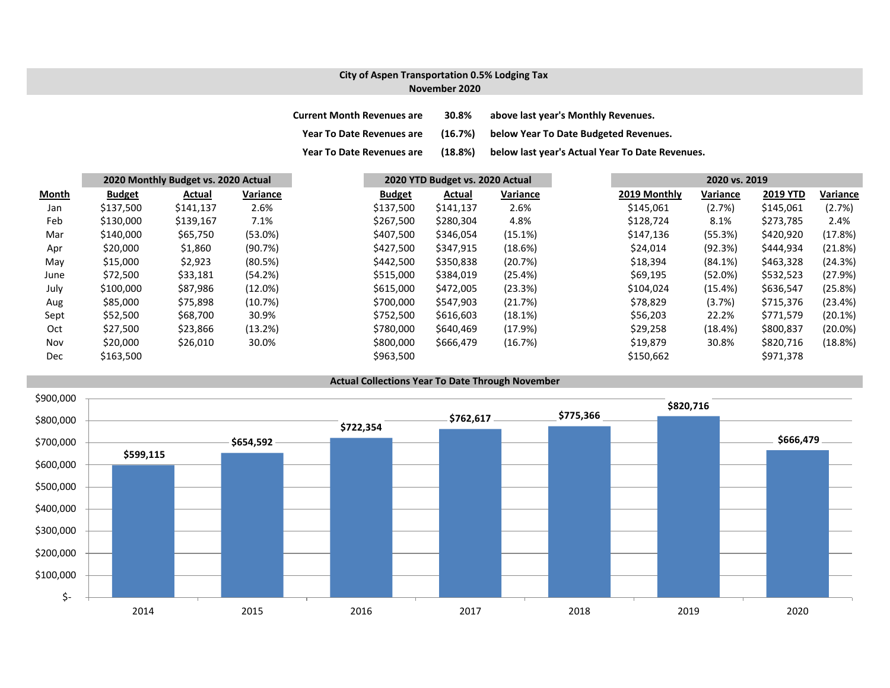## City of Aspen Transportation 0.5% Lodging Tax
### November 2020

**Current Month Revenues are 30.8% above last year's Monthly Revenues.**

**Year To Date Revenues are (16.7%) below Year To Date Budgeted Revenues.**

**Year To Date Revenues are (18.8%) below last year's Actual Year To Date Revenues.**

| | 2020 Monthly Budget vs. 2020 Actual | | | 2020 YTD Budget vs. 2020 Actual | | | 2020 vs. 2019 | | | |
|---|---|---|---|---|---|---|---|---|---|---|
| **Month** | **Budget** | **Actual** | **Variance** | **Budget** | **Actual** | **Variance** | **2019 Monthly** | **Variance** | **2019 YTD** | **Variance** |
| Jan | $137,500 | $141,137 | 2.6% | $137,500 | $141,137 | 2.6% | $145,061 | (2.7%) | $145,061 | (2.7%) |
| Feb | $130,000 | $139,167 | 7.1% | $267,500 | $280,304 | 4.8% | $128,724 | 8.1% | $273,785 | 2.4% |
| Mar | $140,000 | $65,750 | (53.0%) | $407,500 | $346,054 | (15.1%) | $147,136 | (55.3%) | $420,920 | (17.8%) |
| Apr | $20,000 | $1,860 | (90.7%) | $427,500 | $347,915 | (18.6%) | $24,014 | (92.3%) | $444,934 | (21.8%) |
| May | $15,000 | $2,923 | (80.5%) | $442,500 | $350,838 | (20.7%) | $18,394 | (84.1%) | $463,328 | (24.3%) |
| June | $72,500 | $33,181 | (54.2%) | $515,000 | $384,019 | (25.4%) | $69,195 | (52.0%) | $532,523 | (27.9%) |
| July | $100,000 | $87,986 | (12.0%) | $615,000 | $472,005 | (23.3%) | $104,024 | (15.4%) | $636,547 | (25.8%) |
| Aug | $85,000 | $75,898 | (10.7%) | $700,000 | $547,903 | (21.7%) | $78,829 | (3.7%) | $715,376 | (23.4%) |
| Sept | $52,500 | $68,700 | 30.9% | $752,500 | $616,603 | (18.1%) | $56,203 | 22.2% | $771,579 | (20.1%) |
| Oct | $27,500 | $23,866 | (13.2%) | $780,000 | $640,469 | (17.9%) | $29,258 | (18.4%) | $800,837 | (20.0%) |
| Nov | $20,000 | $26,010 | 30.0% | $800,000 | $666,479 | (16.7%) | $19,879 | 30.8% | $820,716 | (18.8%) |
| Dec | $163,500 | | | $963,500 | | | $150,662 | | $971,378 | |

### Actual Collections Year To Date Through November

| Year | Amount |
|---|---|
| 2014 | $599,115 |
| 2015 | $654,592 |
| 2016 | $722,354 |
| 2017 | $762,617 |
| 2018 | $775,366 |
| 2019 | $820,716 |
| 2020 | $666,479 |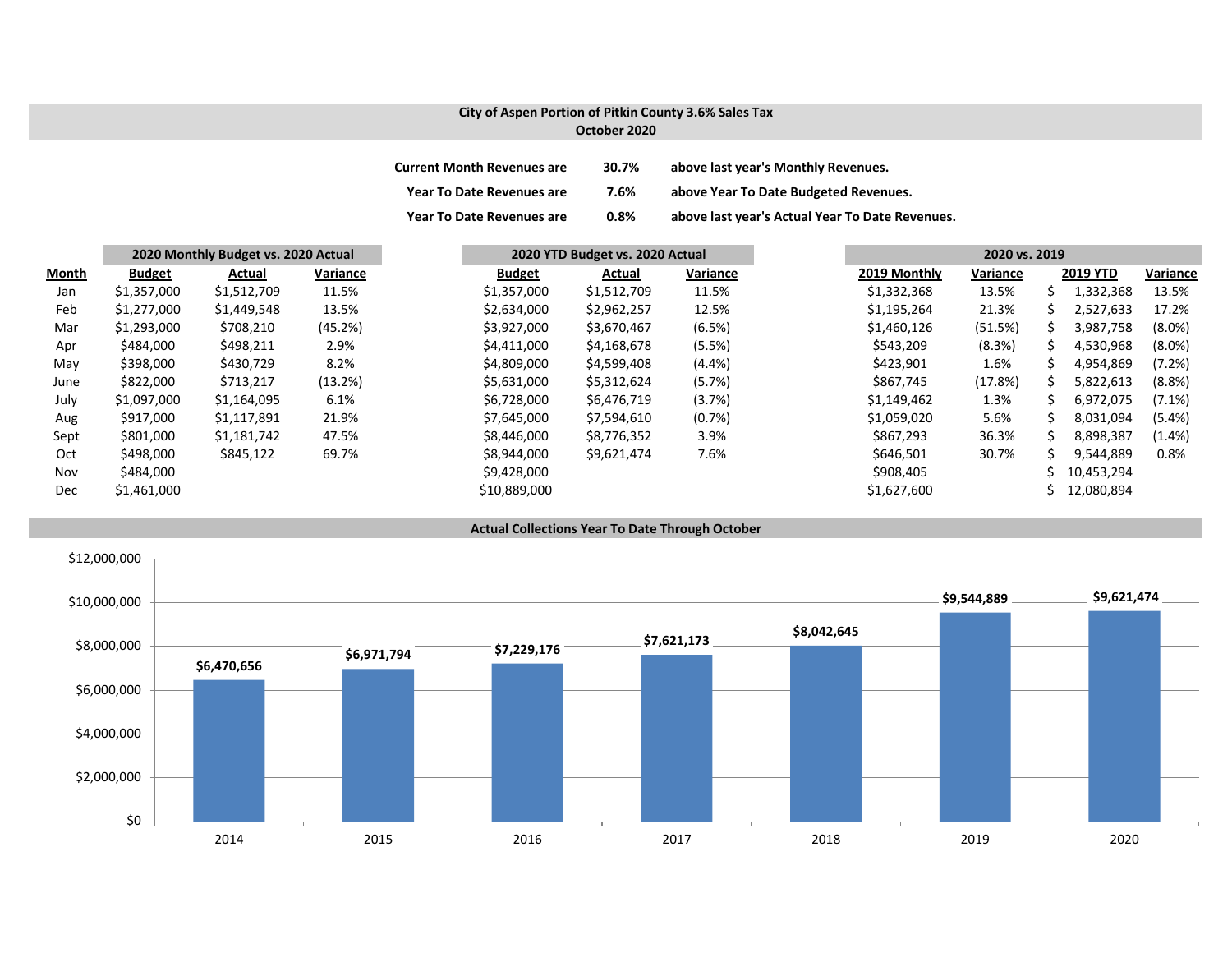## City of Aspen Portion of Pitkin County 3.6% Sales Tax
## October 2020

| | | |
|---|---|---|
| **Current Month Revenues are** | **30.7%** | **above last year's Monthly Revenues.** |
| **Year To Date Revenues are** | **7.6%** | **above Year To Date Budgeted Revenues.** |
| **Year To Date Revenues are** | **0.8%** | **above last year's Actual Year To Date Revenues.** |

| | 2020 Monthly Budget vs. 2020 Actual | | | 2020 YTD Budget vs. 2020 Actual | | | 2020 vs. 2019 | | | |
|---|---|---|---|---|---|---|---|---|---|---|
| **Month** | **Budget** | **Actual** | **Variance** | **Budget** | **Actual** | **Variance** | **2019 Monthly** | **Variance** | **2019 YTD** | **Variance** |
| Jan | $1,357,000 | $1,512,709 | 11.5% | $1,357,000 | $1,512,709 | 11.5% | $1,332,368 | 13.5% | $ 1,332,368 | 13.5% |
| Feb | $1,277,000 | $1,449,548 | 13.5% | $2,634,000 | $2,962,257 | 12.5% | $1,195,264 | 21.3% | $ 2,527,633 | 17.2% |
| Mar | $1,293,000 | $708,210 | (45.2%) | $3,927,000 | $3,670,467 | (6.5%) | $1,460,126 | (51.5%) | $ 3,987,758 | (8.0%) |
| Apr | $484,000 | $498,211 | 2.9% | $4,411,000 | $4,168,678 | (5.5%) | $543,209 | (8.3%) | $ 4,530,968 | (8.0%) |
| May | $398,000 | $430,729 | 8.2% | $4,809,000 | $4,599,408 | (4.4%) | $423,901 | 1.6% | $ 4,954,869 | (7.2%) |
| June | $822,000 | $713,217 | (13.2%) | $5,631,000 | $5,312,624 | (5.7%) | $867,745 | (17.8%) | $ 5,822,613 | (8.8%) |
| July | $1,097,000 | $1,164,095 | 6.1% | $6,728,000 | $6,476,719 | (3.7%) | $1,149,462 | 1.3% | $ 6,972,075 | (7.1%) |
| Aug | $917,000 | $1,117,891 | 21.9% | $7,645,000 | $7,594,610 | (0.7%) | $1,059,020 | 5.6% | $ 8,031,094 | (5.4%) |
| Sept | $801,000 | $1,181,742 | 47.5% | $8,446,000 | $8,776,352 | 3.9% | $867,293 | 36.3% | $ 8,898,387 | (1.4%) |
| Oct | $498,000 | $845,122 | 69.7% | $8,944,000 | $9,621,474 | 7.6% | $646,501 | 30.7% | $ 9,544,889 | 0.8% |
| Nov | $484,000 | | | $9,428,000 | | | $908,405 | | $ 10,453,294 | |
| Dec | $1,461,000 | | | $10,889,000 | | | $1,627,600 | | $ 12,080,894 | |

### Actual Collections Year To Date Through October

| Year | Collections |
|---|---|
| 2014 | $6,470,656 |
| 2015 | $6,971,794 |
| 2016 | $7,229,176 |
| 2017 | $7,621,173 |
| 2018 | $8,042,645 |
| 2019 | $9,544,889 |
| 2020 | $9,621,474 |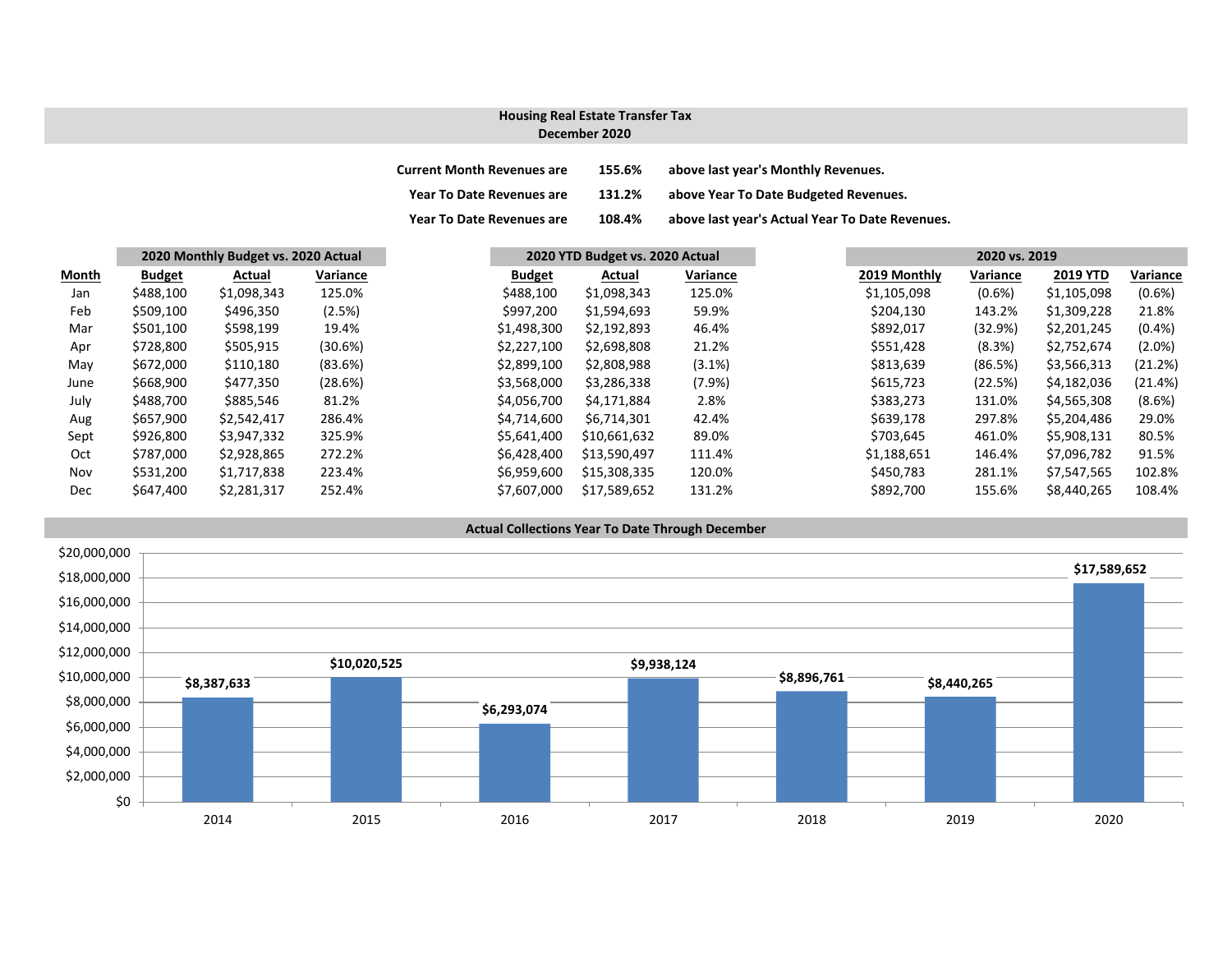## Housing Real Estate Transfer Tax
## December 2020

| | | |
|---|---|---|
| **Current Month Revenues are** | **155.6%** | **above last year's Monthly Revenues.** |
| **Year To Date Revenues are** | **131.2%** | **above Year To Date Budgeted Revenues.** |
| **Year To Date Revenues are** | **108.4%** | **above last year's Actual Year To Date Revenues.** |

| | **2020 Monthly Budget vs. 2020 Actual** | | | **2020 YTD Budget vs. 2020 Actual** | | | **2020 vs. 2019** | | | |
|---|---|---|---|---|---|---|---|---|---|---|
| **Month** | **Budget** | **Actual** | **Variance** | **Budget** | **Actual** | **Variance** | **2019 Monthly** | **Variance** | **2019 YTD** | **Variance** |
| Jan | $488,100 | $1,098,343 | 125.0% | $488,100 | $1,098,343 | 125.0% | $1,105,098 | (0.6%) | $1,105,098 | (0.6%) |
| Feb | $509,100 | $496,350 | (2.5%) | $997,200 | $1,594,693 | 59.9% | $204,130 | 143.2% | $1,309,228 | 21.8% |
| Mar | $501,100 | $598,199 | 19.4% | $1,498,300 | $2,192,893 | 46.4% | $892,017 | (32.9%) | $2,201,245 | (0.4%) |
| Apr | $728,800 | $505,915 | (30.6%) | $2,227,100 | $2,698,808 | 21.2% | $551,428 | (8.3%) | $2,752,674 | (2.0%) |
| May | $672,000 | $110,180 | (83.6%) | $2,899,100 | $2,808,988 | (3.1%) | $813,639 | (86.5%) | $3,566,313 | (21.2%) |
| June | $668,900 | $477,350 | (28.6%) | $3,568,000 | $3,286,338 | (7.9%) | $615,723 | (22.5%) | $4,182,036 | (21.4%) |
| July | $488,700 | $885,546 | 81.2% | $4,056,700 | $4,171,884 | 2.8% | $383,273 | 131.0% | $4,565,308 | (8.6%) |
| Aug | $657,900 | $2,542,417 | 286.4% | $4,714,600 | $6,714,301 | 42.4% | $639,178 | 297.8% | $5,204,486 | 29.0% |
| Sept | $926,800 | $3,947,332 | 325.9% | $5,641,400 | $10,661,632 | 89.0% | $703,645 | 461.0% | $5,908,131 | 80.5% |
| Oct | $787,000 | $2,928,865 | 272.2% | $6,428,400 | $13,590,497 | 111.4% | $1,188,651 | 146.4% | $7,096,782 | 91.5% |
| Nov | $531,200 | $1,717,838 | 223.4% | $6,959,600 | $15,308,335 | 120.0% | $450,783 | 281.1% | $7,547,565 | 102.8% |
| Dec | $647,400 | $2,281,317 | 252.4% | $7,607,000 | $17,589,652 | 131.2% | $892,700 | 155.6% | $8,440,265 | 108.4% |

### Actual Collections Year To Date Through December

| Year | Actual Collections |
|---|---|
| 2014 | $8,387,633 |
| 2015 | $10,020,525 |
| 2016 | $6,293,074 |
| 2017 | $9,938,124 |
| 2018 | $8,896,761 |
| 2019 | $8,440,265 |
| 2020 | $17,589,652 |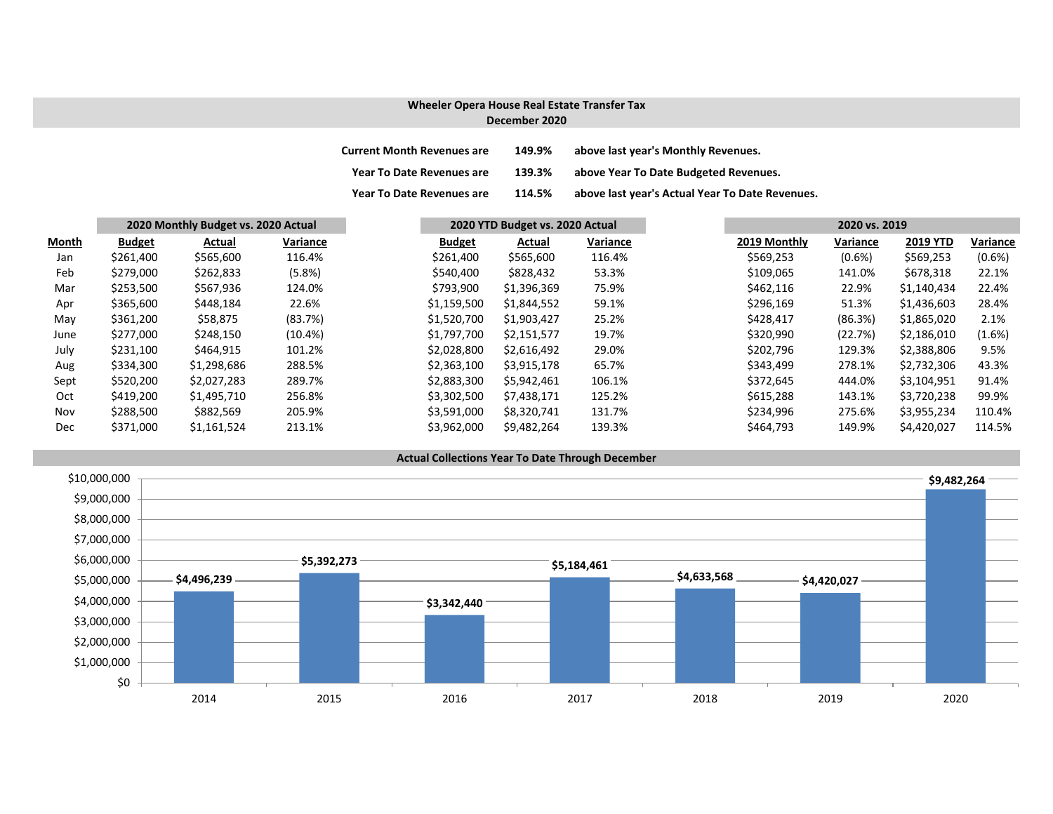**Wheeler Opera House Real Estate Transfer Tax**
**December 2020**

| | | |
|---|---|---|
| **Current Month Revenues are** | **149.9%** | **above last year's Monthly Revenues.** |
| **Year To Date Revenues are** | **139.3%** | **above Year To Date Budgeted Revenues.** |
| **Year To Date Revenues are** | **114.5%** | **above last year's Actual Year To Date Revenues.** |

| | 2020 Monthly Budget vs. 2020 Actual | | | 2020 YTD Budget vs. 2020 Actual | | | 2020 vs. 2019 | | | |
|---|---|---|---|---|---|---|---|---|---|---|
| **Month** | **Budget** | **Actual** | **Variance** | **Budget** | **Actual** | **Variance** | **2019 Monthly** | **Variance** | **2019 YTD** | **Variance** |
| Jan | $261,400 | $565,600 | 116.4% | $261,400 | $565,600 | 116.4% | $569,253 | (0.6%) | $569,253 | (0.6%) |
| Feb | $279,000 | $262,833 | (5.8%) | $540,400 | $828,432 | 53.3% | $109,065 | 141.0% | $678,318 | 22.1% |
| Mar | $253,500 | $567,936 | 124.0% | $793,900 | $1,396,369 | 75.9% | $462,116 | 22.9% | $1,140,434 | 22.4% |
| Apr | $365,600 | $448,184 | 22.6% | $1,159,500 | $1,844,552 | 59.1% | $296,169 | 51.3% | $1,436,603 | 28.4% |
| May | $361,200 | $58,875 | (83.7%) | $1,520,700 | $1,903,427 | 25.2% | $428,417 | (86.3%) | $1,865,020 | 2.1% |
| June | $277,000 | $248,150 | (10.4%) | $1,797,700 | $2,151,577 | 19.7% | $320,990 | (22.7%) | $2,186,010 | (1.6%) |
| July | $231,100 | $464,915 | 101.2% | $2,028,800 | $2,616,492 | 29.0% | $202,796 | 129.3% | $2,388,806 | 9.5% |
| Aug | $334,300 | $1,298,686 | 288.5% | $2,363,100 | $3,915,178 | 65.7% | $343,499 | 278.1% | $2,732,306 | 43.3% |
| Sept | $520,200 | $2,027,283 | 289.7% | $2,883,300 | $5,942,461 | 106.1% | $372,645 | 444.0% | $3,104,951 | 91.4% |
| Oct | $419,200 | $1,495,710 | 256.8% | $3,302,500 | $7,438,171 | 125.2% | $615,288 | 143.1% | $3,720,238 | 99.9% |
| Nov | $288,500 | $882,569 | 205.9% | $3,591,000 | $8,320,741 | 131.7% | $234,996 | 275.6% | $3,955,234 | 110.4% |
| Dec | $371,000 | $1,161,524 | 213.1% | $3,962,000 | $9,482,264 | 139.3% | $464,793 | 149.9% | $4,420,027 | 114.5% |

**Actual Collections Year To Date Through December**

$10,000,000
$9,000,000
$8,000,000
$7,000,000
$6,000,000
$5,000,000
$4,000,000
$3,000,000
$2,000,000
$1,000,000
$0

2014: **$4,496,239**
2015: **$5,392,273**
2016: **$3,342,440**
2017: **$5,184,461**
2018: **$4,633,568**
2019: **$4,420,027**
2020: **$9,482,264**